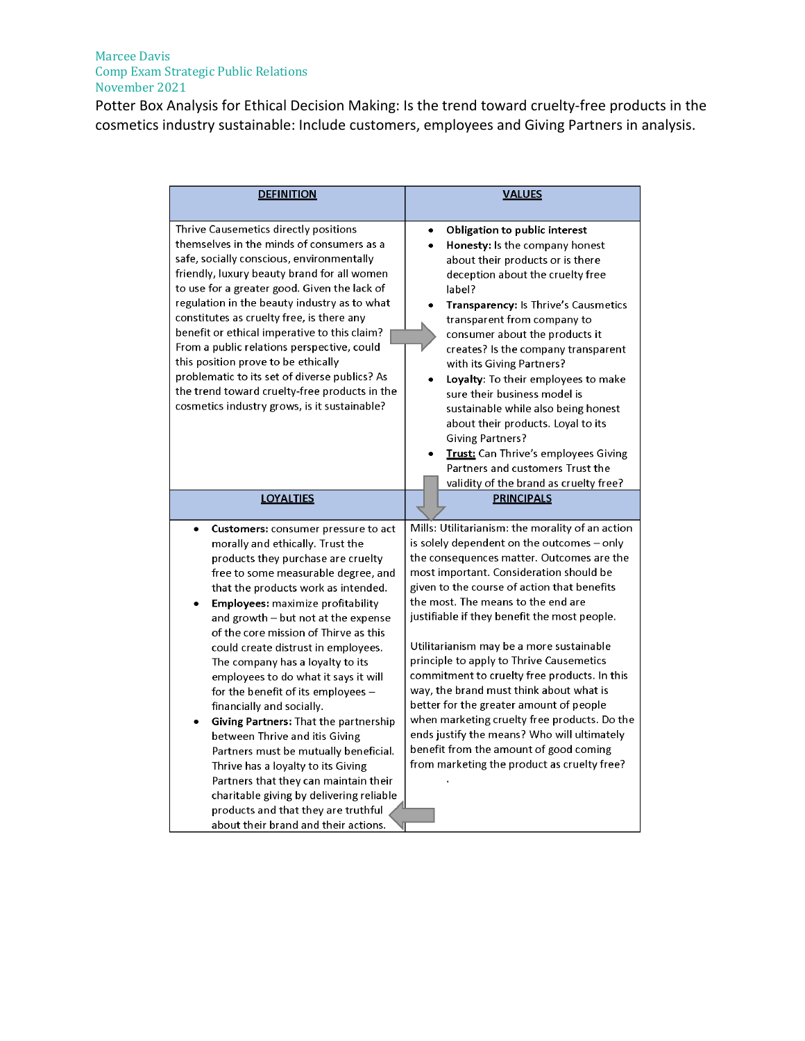Marcee Davis
Comp Exam Strategic Public Relations
November 2021

Potter Box Analysis for Ethical Decision Making: Is the trend toward cruelty-free products in the cosmetics industry sustainable: Include customers, employees and Giving Partners in analysis.

| **DEFINITION** | **VALUES** |
|---|---|
| Thrive Causemetics directly positions themselves in the minds of consumers as a safe, socially conscious, environmentally friendly, luxury beauty brand for all women to use for a greater good. Given the lack of regulation in the beauty industry as to what constitutes as cruelty free, is there any benefit or ethical imperative to this claim? From a public relations perspective, could this position prove to be ethically problematic to its set of diverse publics? As the trend toward cruelty-free products in the cosmetics industry grows, is it sustainable? | • **Obligation to public interest**<br>• **Honesty:** Is the company honest about their products or is there deception about the cruelty free label?<br>• **Transparency:** Is Thrive's Causmetics transparent from company to consumer about the products it creates? Is the company transparent with its Giving Partners?<br>• **Loyalty**: To their employees to make sure their business model is sustainable while also being honest about their products. Loyal to its Giving Partners?<br>• **Trust:** Can Thrive's employees Giving Partners and customers Trust the validity of the brand as cruelty free? |
| **LOYALTIES** | **PRINCIPALS** |
| • **Customers:** consumer pressure to act morally and ethically. Trust the products they purchase are cruelty free to some measurable degree, and that the products work as intended.<br>• **Employees:** maximize profitability and growth – but not at the expense of the core mission of Thrive as this could create distrust in employees. The company has a loyalty to its employees to do what it says it will for the benefit of its employees – financially and socially.<br>• **Giving Partners:** That the partnership between Thrive and itis Giving Partners must be mutually beneficial. Thrive has a loyalty to its Giving Partners that they can maintain their charitable giving by delivering reliable products and that they are truthful about their brand and their actions. | Mills: Utilitarianism: the morality of an action is solely dependent on the outcomes – only the consequences matter. Outcomes are the most important. Consideration should be given to the course of action that benefits the most. The means to the end are justifiable if they benefit the most people.<br><br>Utilitarianism may be a more sustainable principle to apply to Thrive Causemetics commitment to cruelty free products. In this way, the brand must think about what is better for the greater amount of people when marketing cruelty free products. Do the ends justify the means? Who will ultimately benefit from the amount of good coming from marketing the product as cruelty free? |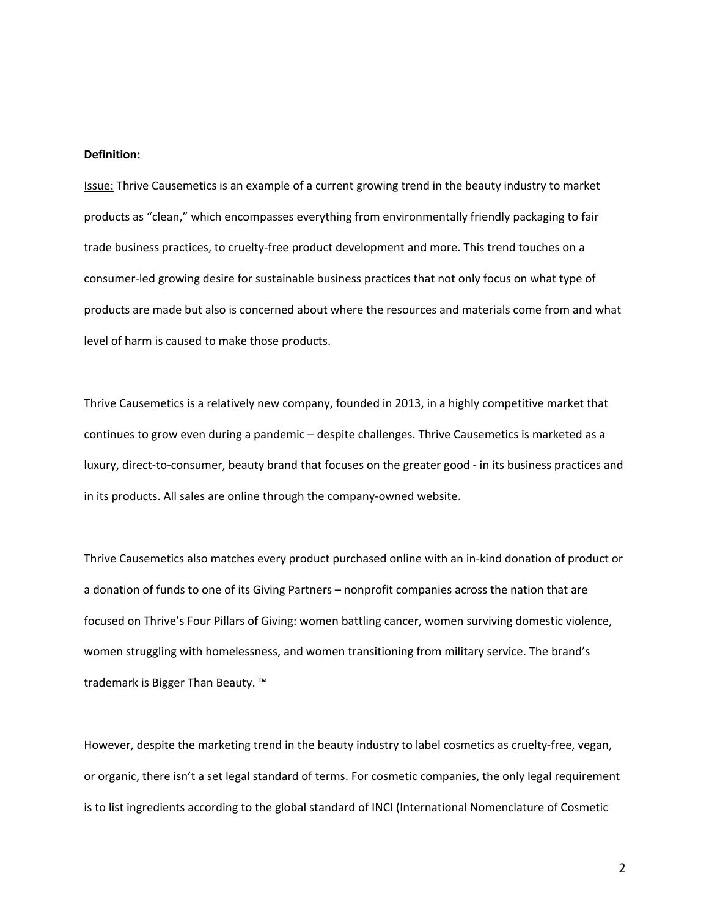**Definition:**

Issue: Thrive Causemetics is an example of a current growing trend in the beauty industry to market products as "clean," which encompasses everything from environmentally friendly packaging to fair trade business practices, to cruelty-free product development and more. This trend touches on a consumer-led growing desire for sustainable business practices that not only focus on what type of products are made but also is concerned about where the resources and materials come from and what level of harm is caused to make those products.

Thrive Causemetics is a relatively new company, founded in 2013, in a highly competitive market that continues to grow even during a pandemic – despite challenges. Thrive Causemetics is marketed as a luxury, direct-to-consumer, beauty brand that focuses on the greater good - in its business practices and in its products. All sales are online through the company-owned website.

Thrive Causemetics also matches every product purchased online with an in-kind donation of product or a donation of funds to one of its Giving Partners – nonprofit companies across the nation that are focused on Thrive's Four Pillars of Giving: women battling cancer, women surviving domestic violence, women struggling with homelessness, and women transitioning from military service. The brand's trademark is Bigger Than Beauty. ™

However, despite the marketing trend in the beauty industry to label cosmetics as cruelty-free, vegan, or organic, there isn't a set legal standard of terms. For cosmetic companies, the only legal requirement is to list ingredients according to the global standard of INCI (International Nomenclature of Cosmetic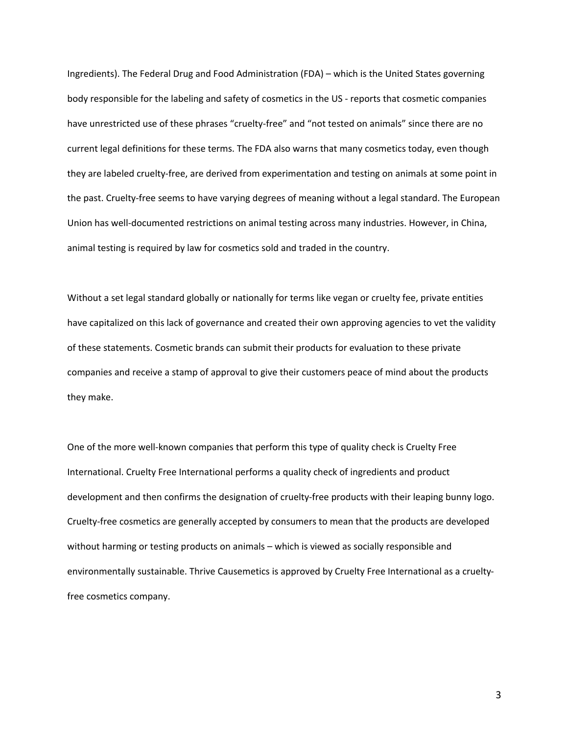Ingredients). The Federal Drug and Food Administration (FDA) – which is the United States governing body responsible for the labeling and safety of cosmetics in the US - reports that cosmetic companies have unrestricted use of these phrases "cruelty-free" and "not tested on animals" since there are no current legal definitions for these terms. The FDA also warns that many cosmetics today, even though they are labeled cruelty-free, are derived from experimentation and testing on animals at some point in the past. Cruelty-free seems to have varying degrees of meaning without a legal standard. The European Union has well-documented restrictions on animal testing across many industries. However, in China, animal testing is required by law for cosmetics sold and traded in the country.

Without a set legal standard globally or nationally for terms like vegan or cruelty fee, private entities have capitalized on this lack of governance and created their own approving agencies to vet the validity of these statements. Cosmetic brands can submit their products for evaluation to these private companies and receive a stamp of approval to give their customers peace of mind about the products they make.

One of the more well-known companies that perform this type of quality check is Cruelty Free International. Cruelty Free International performs a quality check of ingredients and product development and then confirms the designation of cruelty-free products with their leaping bunny logo. Cruelty-free cosmetics are generally accepted by consumers to mean that the products are developed without harming or testing products on animals – which is viewed as socially responsible and environmentally sustainable. Thrive Causemetics is approved by Cruelty Free International as a cruelty-free cosmetics company.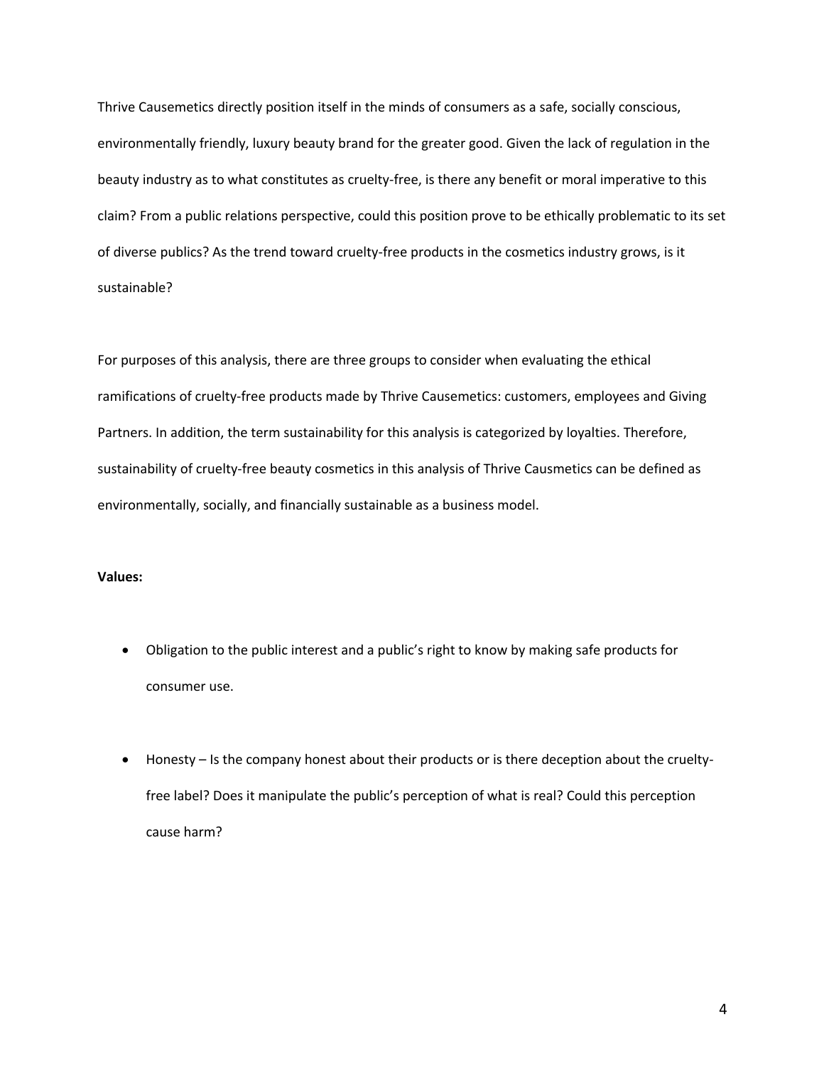Thrive Causemetics directly position itself in the minds of consumers as a safe, socially conscious, environmentally friendly, luxury beauty brand for the greater good. Given the lack of regulation in the beauty industry as to what constitutes as cruelty-free, is there any benefit or moral imperative to this claim? From a public relations perspective, could this position prove to be ethically problematic to its set of diverse publics? As the trend toward cruelty-free products in the cosmetics industry grows, is it sustainable?

For purposes of this analysis, there are three groups to consider when evaluating the ethical ramifications of cruelty-free products made by Thrive Causemetics: customers, employees and Giving Partners. In addition, the term sustainability for this analysis is categorized by loyalties. Therefore, sustainability of cruelty-free beauty cosmetics in this analysis of Thrive Causmetics can be defined as environmentally, socially, and financially sustainable as a business model.

**Values:**

- Obligation to the public interest and a public's right to know by making safe products for consumer use.

- Honesty – Is the company honest about their products or is there deception about the cruelty-free label? Does it manipulate the public's perception of what is real? Could this perception cause harm?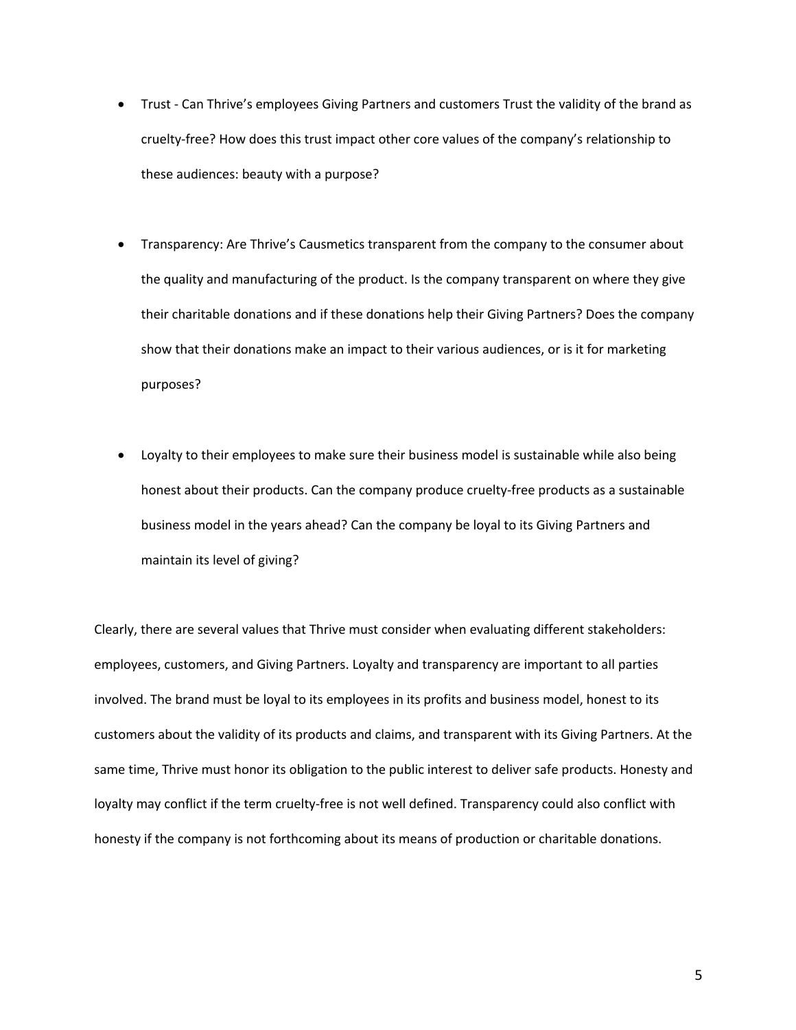- Trust - Can Thrive's employees Giving Partners and customers Trust the validity of the brand as cruelty-free? How does this trust impact other core values of the company's relationship to these audiences: beauty with a purpose?

- Transparency: Are Thrive's Causmetics transparent from the company to the consumer about the quality and manufacturing of the product. Is the company transparent on where they give their charitable donations and if these donations help their Giving Partners? Does the company show that their donations make an impact to their various audiences, or is it for marketing purposes?

- Loyalty to their employees to make sure their business model is sustainable while also being honest about their products. Can the company produce cruelty-free products as a sustainable business model in the years ahead? Can the company be loyal to its Giving Partners and maintain its level of giving?

Clearly, there are several values that Thrive must consider when evaluating different stakeholders: employees, customers, and Giving Partners. Loyalty and transparency are important to all parties involved. The brand must be loyal to its employees in its profits and business model, honest to its customers about the validity of its products and claims, and transparent with its Giving Partners. At the same time, Thrive must honor its obligation to the public interest to deliver safe products. Honesty and loyalty may conflict if the term cruelty-free is not well defined. Transparency could also conflict with honesty if the company is not forthcoming about its means of production or charitable donations.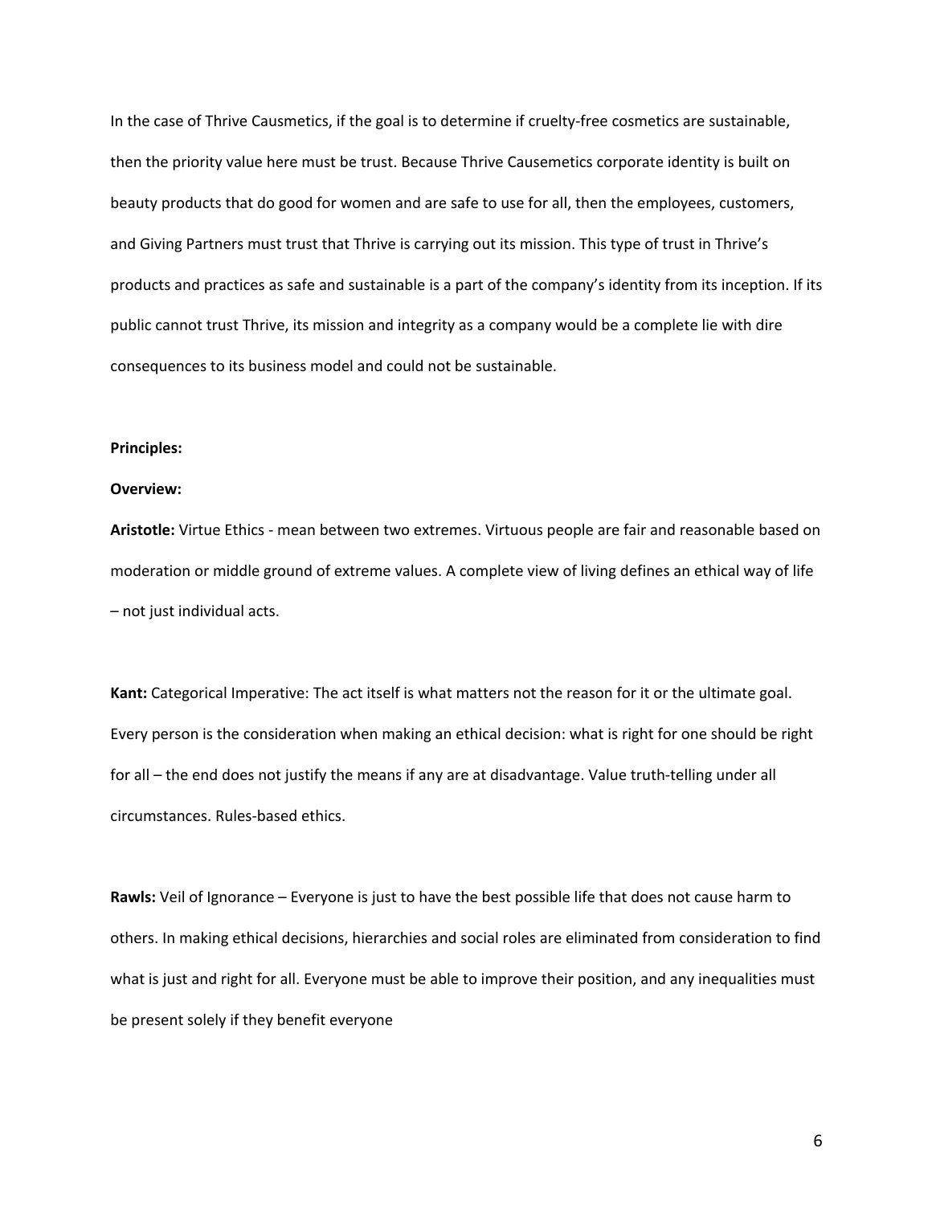In the case of Thrive Causmetics, if the goal is to determine if cruelty-free cosmetics are sustainable, then the priority value here must be trust. Because Thrive Causemetics corporate identity is built on beauty products that do good for women and are safe to use for all, then the employees, customers, and Giving Partners must trust that Thrive is carrying out its mission. This type of trust in Thrive's products and practices as safe and sustainable is a part of the company's identity from its inception. If its public cannot trust Thrive, its mission and integrity as a company would be a complete lie with dire consequences to its business model and could not be sustainable.

**Principles:**

**Overview:**

**Aristotle:** Virtue Ethics - mean between two extremes. Virtuous people are fair and reasonable based on moderation or middle ground of extreme values. A complete view of living defines an ethical way of life – not just individual acts.

**Kant:** Categorical Imperative: The act itself is what matters not the reason for it or the ultimate goal. Every person is the consideration when making an ethical decision: what is right for one should be right for all – the end does not justify the means if any are at disadvantage. Value truth-telling under all circumstances. Rules-based ethics.

**Rawls:** Veil of Ignorance – Everyone is just to have the best possible life that does not cause harm to others. In making ethical decisions, hierarchies and social roles are eliminated from consideration to find what is just and right for all. Everyone must be able to improve their position, and any inequalities must be present solely if they benefit everyone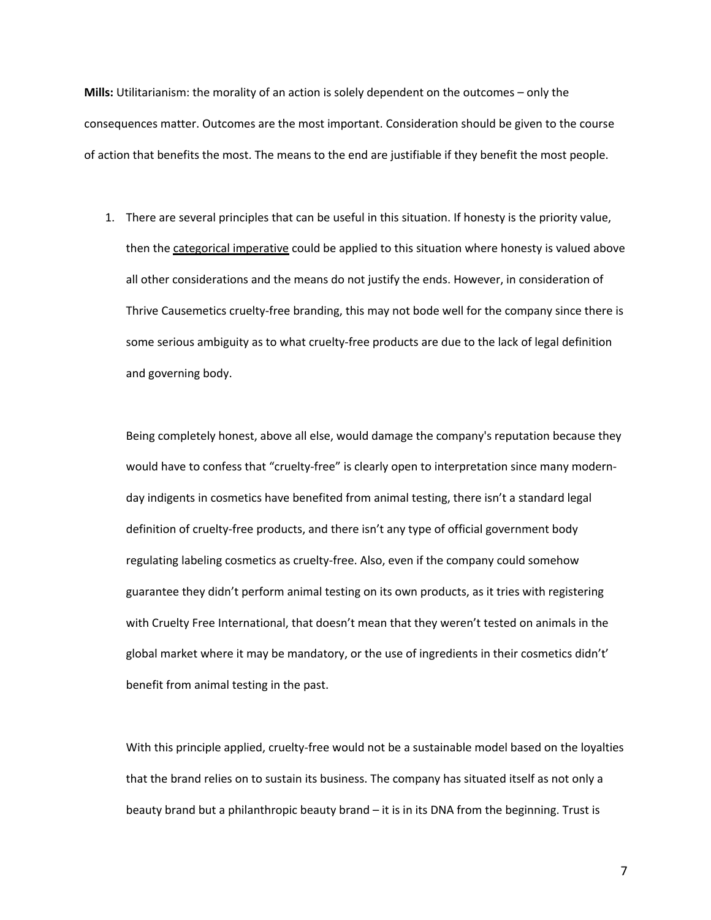**Mills:** Utilitarianism: the morality of an action is solely dependent on the outcomes – only the consequences matter. Outcomes are the most important. Consideration should be given to the course of action that benefits the most. The means to the end are justifiable if they benefit the most people.

1. There are several principles that can be useful in this situation. If honesty is the priority value, then the categorical imperative could be applied to this situation where honesty is valued above all other considerations and the means do not justify the ends. However, in consideration of Thrive Causemetics cruelty-free branding, this may not bode well for the company since there is some serious ambiguity as to what cruelty-free products are due to the lack of legal definition and governing body.

   Being completely honest, above all else, would damage the company's reputation because they would have to confess that "cruelty-free" is clearly open to interpretation since many modern-day indigents in cosmetics have benefited from animal testing, there isn't a standard legal definition of cruelty-free products, and there isn't any type of official government body regulating labeling cosmetics as cruelty-free. Also, even if the company could somehow guarantee they didn't perform animal testing on its own products, as it tries with registering with Cruelty Free International, that doesn't mean that they weren't tested on animals in the global market where it may be mandatory, or the use of ingredients in their cosmetics didn't' benefit from animal testing in the past.

   With this principle applied, cruelty-free would not be a sustainable model based on the loyalties that the brand relies on to sustain its business. The company has situated itself as not only a beauty brand but a philanthropic beauty brand – it is in its DNA from the beginning. Trust is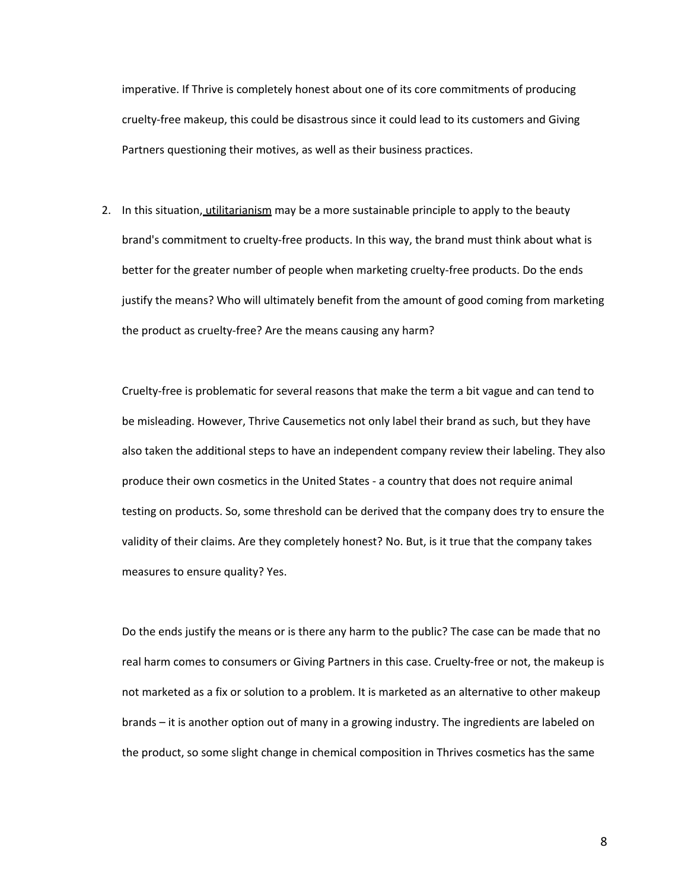imperative. If Thrive is completely honest about one of its core commitments of producing cruelty-free makeup, this could be disastrous since it could lead to its customers and Giving Partners questioning their motives, as well as their business practices.

2. In this situation, utilitarianism may be a more sustainable principle to apply to the beauty brand's commitment to cruelty-free products. In this way, the brand must think about what is better for the greater number of people when marketing cruelty-free products. Do the ends justify the means? Who will ultimately benefit from the amount of good coming from marketing the product as cruelty-free? Are the means causing any harm?

   Cruelty-free is problematic for several reasons that make the term a bit vague and can tend to be misleading. However, Thrive Causemetics not only label their brand as such, but they have also taken the additional steps to have an independent company review their labeling. They also produce their own cosmetics in the United States - a country that does not require animal testing on products. So, some threshold can be derived that the company does try to ensure the validity of their claims. Are they completely honest? No. But, is it true that the company takes measures to ensure quality? Yes.

   Do the ends justify the means or is there any harm to the public? The case can be made that no real harm comes to consumers or Giving Partners in this case. Cruelty-free or not, the makeup is not marketed as a fix or solution to a problem. It is marketed as an alternative to other makeup brands – it is another option out of many in a growing industry. The ingredients are labeled on the product, so some slight change in chemical composition in Thrives cosmetics has the same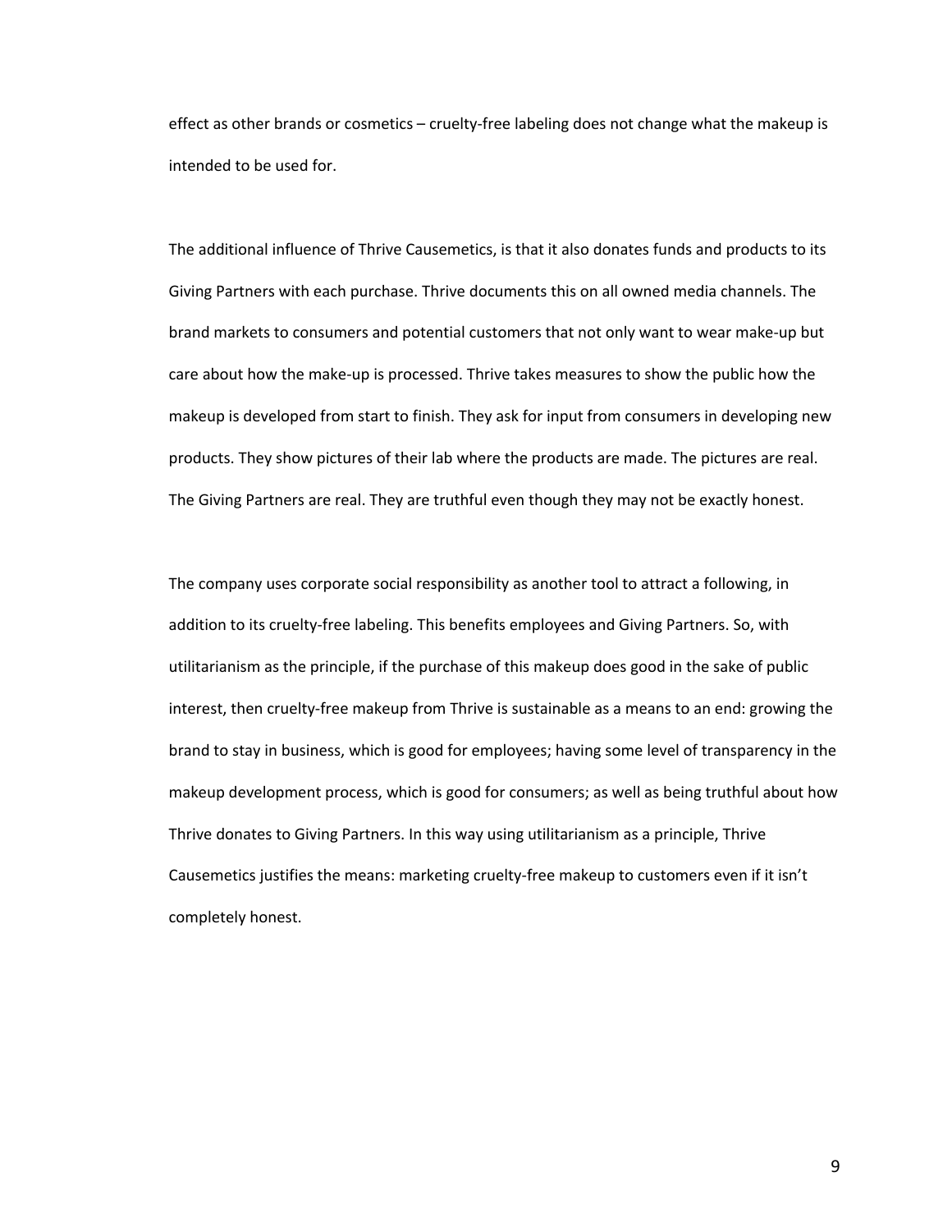effect as other brands or cosmetics – cruelty-free labeling does not change what the makeup is intended to be used for.

The additional influence of Thrive Causemetics, is that it also donates funds and products to its Giving Partners with each purchase. Thrive documents this on all owned media channels. The brand markets to consumers and potential customers that not only want to wear make-up but care about how the make-up is processed. Thrive takes measures to show the public how the makeup is developed from start to finish. They ask for input from consumers in developing new products. They show pictures of their lab where the products are made. The pictures are real. The Giving Partners are real. They are truthful even though they may not be exactly honest.

The company uses corporate social responsibility as another tool to attract a following, in addition to its cruelty-free labeling. This benefits employees and Giving Partners. So, with utilitarianism as the principle, if the purchase of this makeup does good in the sake of public interest, then cruelty-free makeup from Thrive is sustainable as a means to an end: growing the brand to stay in business, which is good for employees; having some level of transparency in the makeup development process, which is good for consumers; as well as being truthful about how Thrive donates to Giving Partners. In this way using utilitarianism as a principle, Thrive Causemetics justifies the means: marketing cruelty-free makeup to customers even if it isn't completely honest.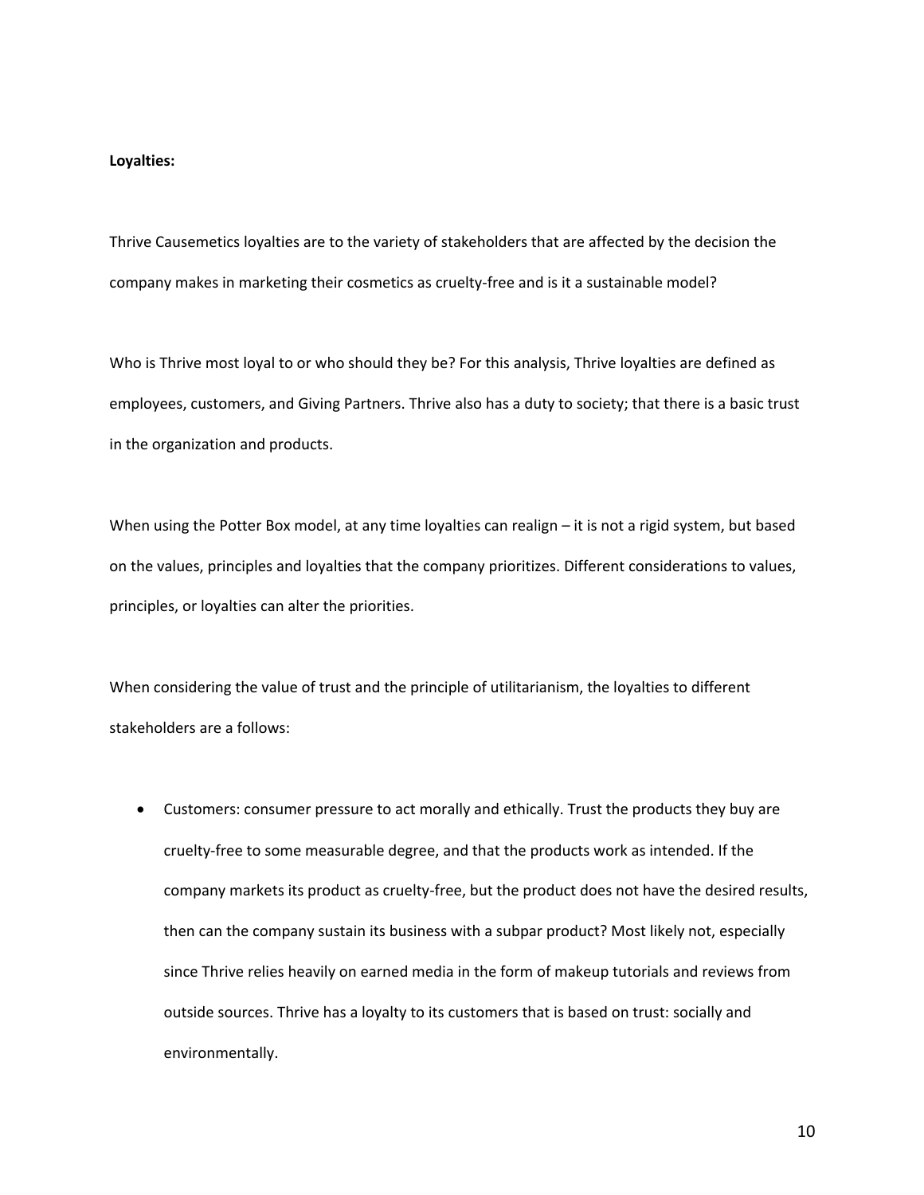**Loyalties:**

Thrive Causemetics loyalties are to the variety of stakeholders that are affected by the decision the company makes in marketing their cosmetics as cruelty-free and is it a sustainable model?

Who is Thrive most loyal to or who should they be? For this analysis, Thrive loyalties are defined as employees, customers, and Giving Partners. Thrive also has a duty to society; that there is a basic trust in the organization and products.

When using the Potter Box model, at any time loyalties can realign – it is not a rigid system, but based on the values, principles and loyalties that the company prioritizes. Different considerations to values, principles, or loyalties can alter the priorities.

When considering the value of trust and the principle of utilitarianism, the loyalties to different stakeholders are a follows:

- Customers: consumer pressure to act morally and ethically. Trust the products they buy are cruelty-free to some measurable degree, and that the products work as intended. If the company markets its product as cruelty-free, but the product does not have the desired results, then can the company sustain its business with a subpar product? Most likely not, especially since Thrive relies heavily on earned media in the form of makeup tutorials and reviews from outside sources. Thrive has a loyalty to its customers that is based on trust: socially and environmentally.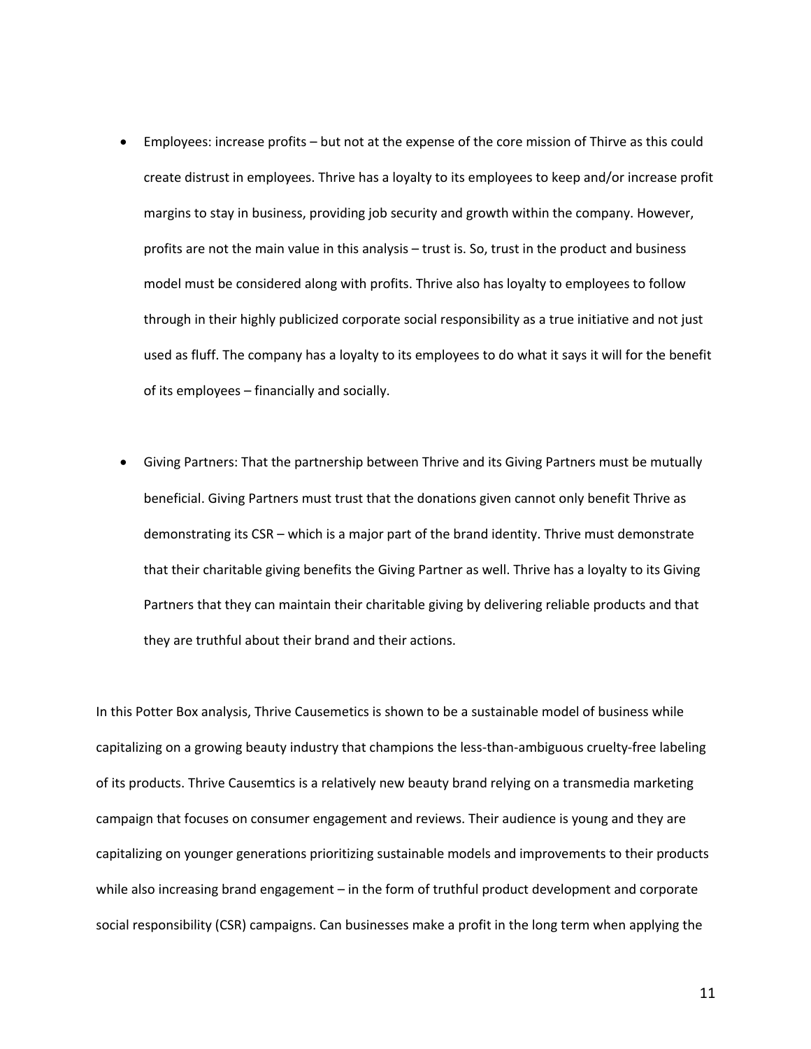- Employees: increase profits – but not at the expense of the core mission of Thirve as this could create distrust in employees. Thrive has a loyalty to its employees to keep and/or increase profit margins to stay in business, providing job security and growth within the company. However, profits are not the main value in this analysis – trust is. So, trust in the product and business model must be considered along with profits. Thrive also has loyalty to employees to follow through in their highly publicized corporate social responsibility as a true initiative and not just used as fluff. The company has a loyalty to its employees to do what it says it will for the benefit of its employees – financially and socially.

- Giving Partners: That the partnership between Thrive and its Giving Partners must be mutually beneficial. Giving Partners must trust that the donations given cannot only benefit Thrive as demonstrating its CSR – which is a major part of the brand identity. Thrive must demonstrate that their charitable giving benefits the Giving Partner as well. Thrive has a loyalty to its Giving Partners that they can maintain their charitable giving by delivering reliable products and that they are truthful about their brand and their actions.

In this Potter Box analysis, Thrive Causemetics is shown to be a sustainable model of business while capitalizing on a growing beauty industry that champions the less-than-ambiguous cruelty-free labeling of its products. Thrive Causemtics is a relatively new beauty brand relying on a transmedia marketing campaign that focuses on consumer engagement and reviews. Their audience is young and they are capitalizing on younger generations prioritizing sustainable models and improvements to their products while also increasing brand engagement – in the form of truthful product development and corporate social responsibility (CSR) campaigns. Can businesses make a profit in the long term when applying the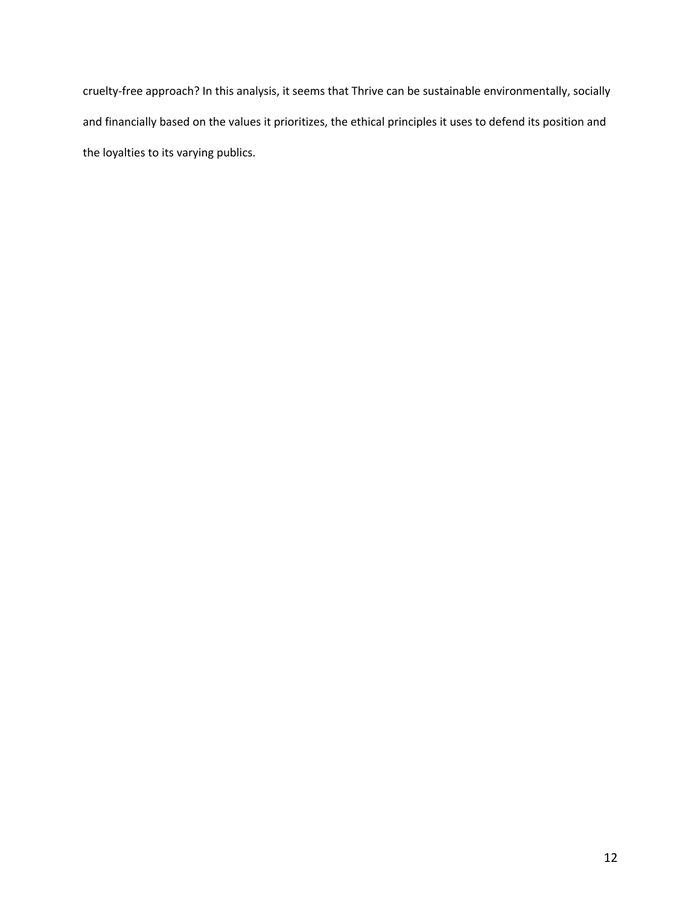cruelty-free approach? In this analysis, it seems that Thrive can be sustainable environmentally, socially and financially based on the values it prioritizes, the ethical principles it uses to defend its position and the loyalties to its varying publics.